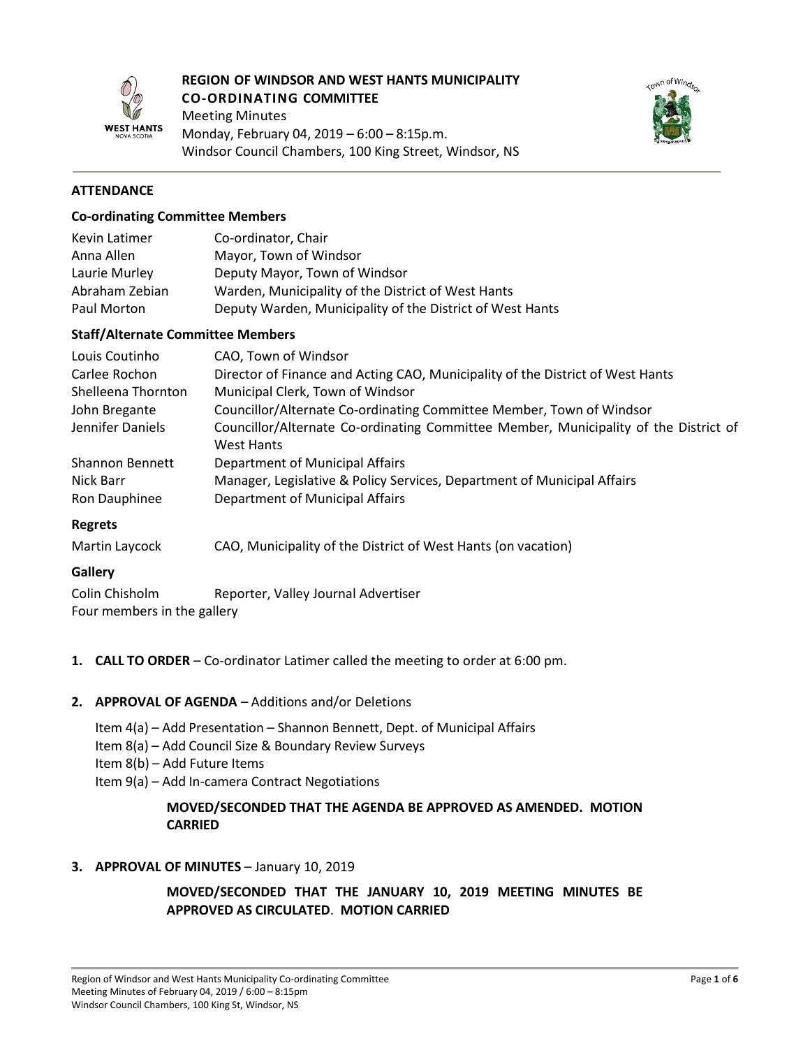**REGION OF WINDSOR AND WEST HANTS MUNICIPALITY**
**CO-ORDINATING COMMITTEE**
Meeting Minutes
Monday, February 04, 2019 – 6:00 – 8:15p.m.
Windsor Council Chambers, 100 King Street, Windsor, NS

## ATTENDANCE

### Co-ordinating Committee Members

| | |
|---|---|
| Kevin Latimer | Co-ordinator, Chair |
| Anna Allen | Mayor, Town of Windsor |
| Laurie Murley | Deputy Mayor, Town of Windsor |
| Abraham Zebian | Warden, Municipality of the District of West Hants |
| Paul Morton | Deputy Warden, Municipality of the District of West Hants |

### Staff/Alternate Committee Members

| | |
|---|---|
| Louis Coutinho | CAO, Town of Windsor |
| Carlee Rochon | Director of Finance and Acting CAO, Municipality of the District of West Hants |
| Shelleena Thornton | Municipal Clerk, Town of Windsor |
| John Bregante | Councillor/Alternate Co-ordinating Committee Member, Town of Windsor |
| Jennifer Daniels | Councillor/Alternate Co-ordinating Committee Member, Municipality of the District of West Hants |
| Shannon Bennett | Department of Municipal Affairs |
| Nick Barr | Manager, Legislative & Policy Services, Department of Municipal Affairs |
| Ron Dauphinee | Department of Municipal Affairs |

### Regrets

| | |
|---|---|
| Martin Laycock | CAO, Municipality of the District of West Hants (on vacation) |

### Gallery

Colin Chisholm — Reporter, Valley Journal Advertiser
Four members in the gallery

1. **CALL TO ORDER** – Co-ordinator Latimer called the meeting to order at 6:00 pm.

2. **APPROVAL OF AGENDA** – Additions and/or Deletions

   Item 4(a) – Add Presentation – Shannon Bennett, Dept. of Municipal Affairs
   Item 8(a) – Add Council Size & Boundary Review Surveys
   Item 8(b) – Add Future Items
   Item 9(a) – Add In-camera Contract Negotiations

   **MOVED/SECONDED THAT THE AGENDA BE APPROVED AS AMENDED. MOTION CARRIED**

3. **APPROVAL OF MINUTES** – January 10, 2019

   **MOVED/SECONDED THAT THE JANUARY 10, 2019 MEETING MINUTES BE APPROVED AS CIRCULATED. MOTION CARRIED**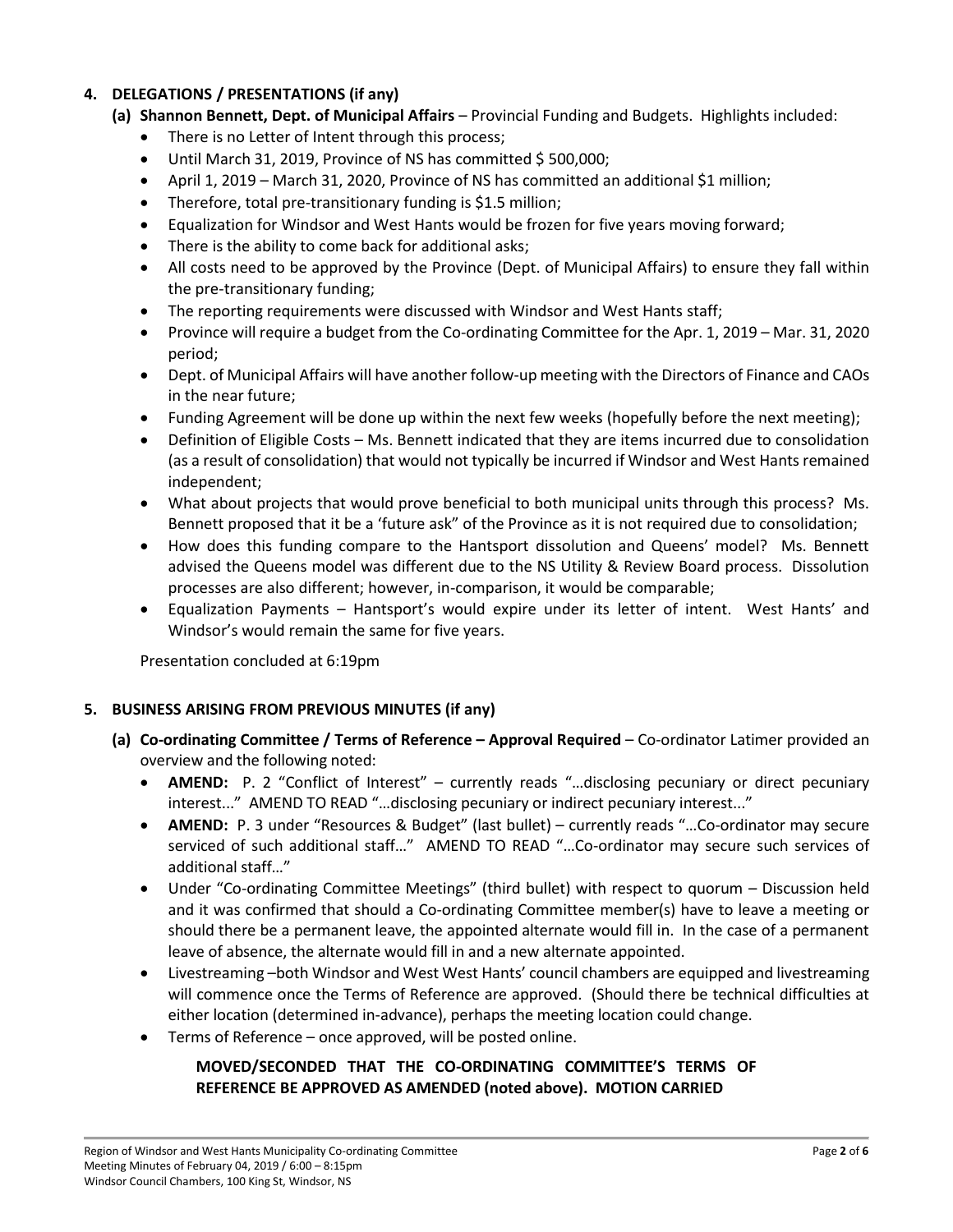## 4. DELEGATIONS / PRESENTATIONS (if any)

**(a) Shannon Bennett, Dept. of Municipal Affairs** – Provincial Funding and Budgets. Highlights included:

- There is no Letter of Intent through this process;
- Until March 31, 2019, Province of NS has committed $ 500,000;
- April 1, 2019 – March 31, 2020, Province of NS has committed an additional $1 million;
- Therefore, total pre-transitionary funding is $1.5 million;
- Equalization for Windsor and West Hants would be frozen for five years moving forward;
- There is the ability to come back for additional asks;
- All costs need to be approved by the Province (Dept. of Municipal Affairs) to ensure they fall within the pre-transitionary funding;
- The reporting requirements were discussed with Windsor and West Hants staff;
- Province will require a budget from the Co-ordinating Committee for the Apr. 1, 2019 – Mar. 31, 2020 period;
- Dept. of Municipal Affairs will have another follow-up meeting with the Directors of Finance and CAOs in the near future;
- Funding Agreement will be done up within the next few weeks (hopefully before the next meeting);
- Definition of Eligible Costs – Ms. Bennett indicated that they are items incurred due to consolidation (as a result of consolidation) that would not typically be incurred if Windsor and West Hants remained independent;
- What about projects that would prove beneficial to both municipal units through this process? Ms. Bennett proposed that it be a 'future ask" of the Province as it is not required due to consolidation;
- How does this funding compare to the Hantsport dissolution and Queens' model? Ms. Bennett advised the Queens model was different due to the NS Utility & Review Board process. Dissolution processes are also different; however, in-comparison, it would be comparable;
- Equalization Payments – Hantsport's would expire under its letter of intent. West Hants' and Windsor's would remain the same for five years.

Presentation concluded at 6:19pm

## 5. BUSINESS ARISING FROM PREVIOUS MINUTES (if any)

**(a) Co-ordinating Committee / Terms of Reference – Approval Required** – Co-ordinator Latimer provided an overview and the following noted:

- **AMEND:** P. 2 "Conflict of Interest" – currently reads "…disclosing pecuniary or direct pecuniary interest..." AMEND TO READ "…disclosing pecuniary or indirect pecuniary interest..."
- **AMEND:** P. 3 under "Resources & Budget" (last bullet) – currently reads "…Co-ordinator may secure serviced of such additional staff…" AMEND TO READ "…Co-ordinator may secure such services of additional staff…"
- Under "Co-ordinating Committee Meetings" (third bullet) with respect to quorum – Discussion held and it was confirmed that should a Co-ordinating Committee member(s) have to leave a meeting or should there be a permanent leave, the appointed alternate would fill in. In the case of a permanent leave of absence, the alternate would fill in and a new alternate appointed.
- Livestreaming –both Windsor and West West Hants' council chambers are equipped and livestreaming will commence once the Terms of Reference are approved. (Should there be technical difficulties at either location (determined in-advance), perhaps the meeting location could change.
- Terms of Reference – once approved, will be posted online.

**MOVED/SECONDED THAT THE CO-ORDINATING COMMITTEE'S TERMS OF REFERENCE BE APPROVED AS AMENDED (noted above). MOTION CARRIED**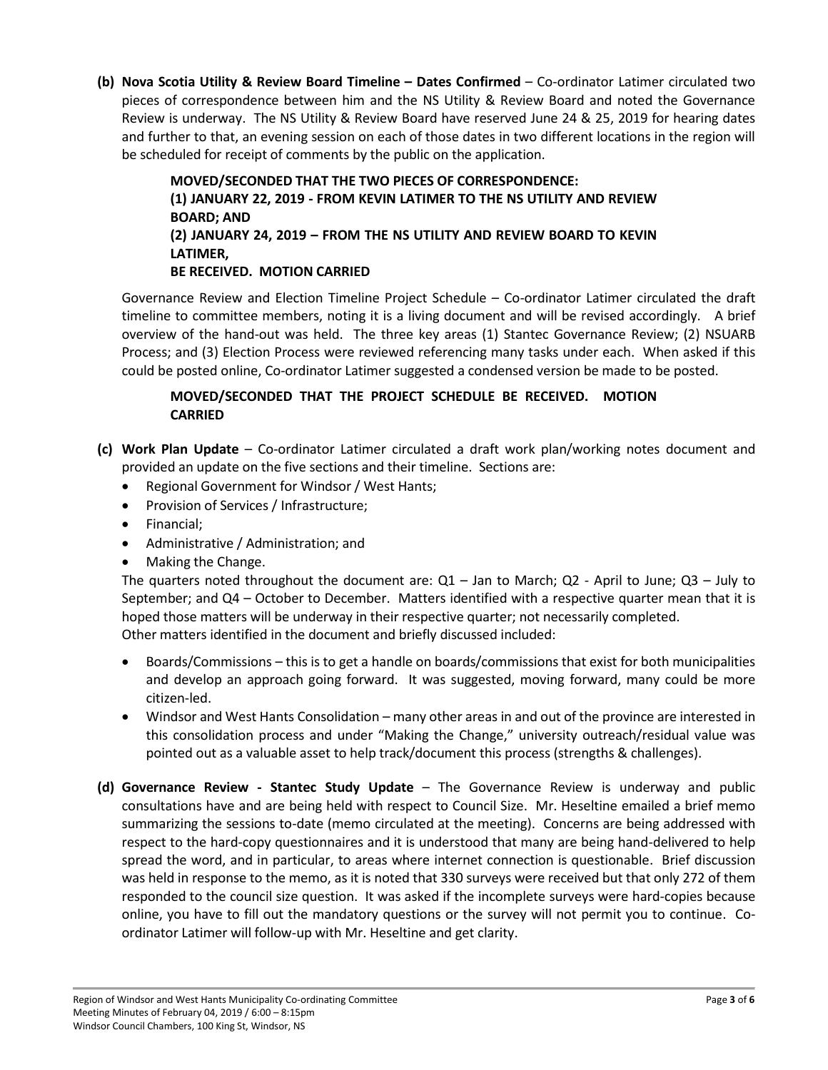**(b) Nova Scotia Utility & Review Board Timeline – Dates Confirmed** – Co-ordinator Latimer circulated two pieces of correspondence between him and the NS Utility & Review Board and noted the Governance Review is underway. The NS Utility & Review Board have reserved June 24 & 25, 2019 for hearing dates and further to that, an evening session on each of those dates in two different locations in the region will be scheduled for receipt of comments by the public on the application.

> **MOVED/SECONDED THAT THE TWO PIECES OF CORRESPONDENCE:**
> **(1) JANUARY 22, 2019 - FROM KEVIN LATIMER TO THE NS UTILITY AND REVIEW BOARD; AND**
> **(2) JANUARY 24, 2019 – FROM THE NS UTILITY AND REVIEW BOARD TO KEVIN LATIMER,**
> **BE RECEIVED. MOTION CARRIED**

Governance Review and Election Timeline Project Schedule – Co-ordinator Latimer circulated the draft timeline to committee members, noting it is a living document and will be revised accordingly. A brief overview of the hand-out was held. The three key areas (1) Stantec Governance Review; (2) NSUARB Process; and (3) Election Process were reviewed referencing many tasks under each. When asked if this could be posted online, Co-ordinator Latimer suggested a condensed version be made to be posted.

> **MOVED/SECONDED THAT THE PROJECT SCHEDULE BE RECEIVED. MOTION CARRIED**

**(c) Work Plan Update** – Co-ordinator Latimer circulated a draft work plan/working notes document and provided an update on the five sections and their timeline. Sections are:

- Regional Government for Windsor / West Hants;
- Provision of Services / Infrastructure;
- Financial;
- Administrative / Administration; and
- Making the Change.

The quarters noted throughout the document are: Q1 – Jan to March; Q2 - April to June; Q3 – July to September; and Q4 – October to December. Matters identified with a respective quarter mean that it is hoped those matters will be underway in their respective quarter; not necessarily completed.
Other matters identified in the document and briefly discussed included:

- Boards/Commissions – this is to get a handle on boards/commissions that exist for both municipalities and develop an approach going forward. It was suggested, moving forward, many could be more citizen-led.
- Windsor and West Hants Consolidation – many other areas in and out of the province are interested in this consolidation process and under "Making the Change," university outreach/residual value was pointed out as a valuable asset to help track/document this process (strengths & challenges).

**(d) Governance Review - Stantec Study Update** – The Governance Review is underway and public consultations have and are being held with respect to Council Size. Mr. Heseltine emailed a brief memo summarizing the sessions to-date (memo circulated at the meeting). Concerns are being addressed with respect to the hard-copy questionnaires and it is understood that many are being hand-delivered to help spread the word, and in particular, to areas where internet connection is questionable. Brief discussion was held in response to the memo, as it is noted that 330 surveys were received but that only 272 of them responded to the council size question. It was asked if the incomplete surveys were hard-copies because online, you have to fill out the mandatory questions or the survey will not permit you to continue. Co-ordinator Latimer will follow-up with Mr. Heseltine and get clarity.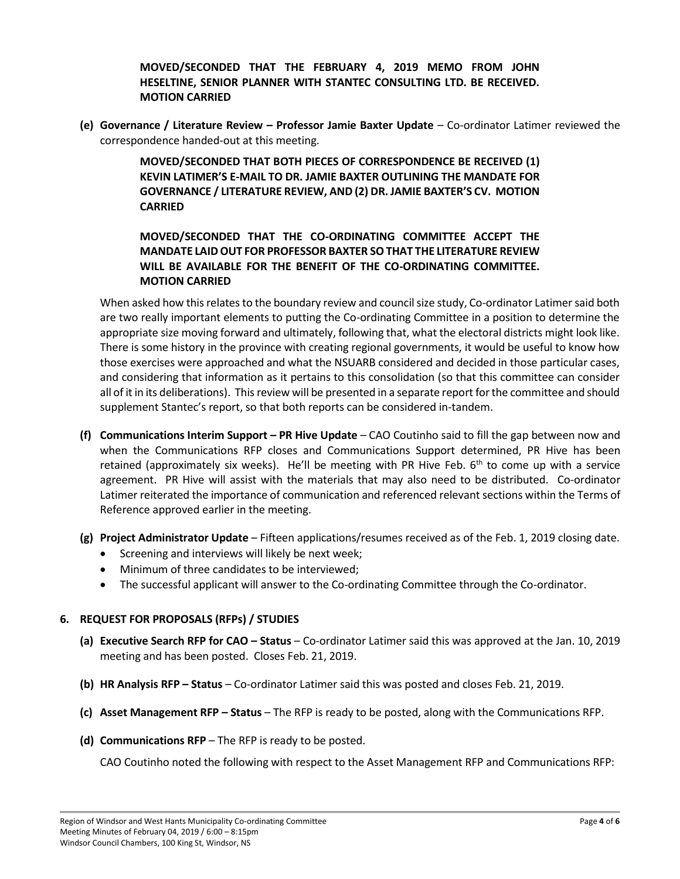**MOVED/SECONDED THAT THE FEBRUARY 4, 2019 MEMO FROM JOHN HESELTINE, SENIOR PLANNER WITH STANTEC CONSULTING LTD. BE RECEIVED. MOTION CARRIED**

**(e) Governance / Literature Review – Professor Jamie Baxter Update** – Co-ordinator Latimer reviewed the correspondence handed-out at this meeting.

> **MOVED/SECONDED THAT BOTH PIECES OF CORRESPONDENCE BE RECEIVED (1) KEVIN LATIMER'S E-MAIL TO DR. JAMIE BAXTER OUTLINING THE MANDATE FOR GOVERNANCE / LITERATURE REVIEW, AND (2) DR. JAMIE BAXTER'S CV. MOTION CARRIED**

> **MOVED/SECONDED THAT THE CO-ORDINATING COMMITTEE ACCEPT THE MANDATE LAID OUT FOR PROFESSOR BAXTER SO THAT THE LITERATURE REVIEW WILL BE AVAILABLE FOR THE BENEFIT OF THE CO-ORDINATING COMMITTEE. MOTION CARRIED**

When asked how this relates to the boundary review and council size study, Co-ordinator Latimer said both are two really important elements to putting the Co-ordinating Committee in a position to determine the appropriate size moving forward and ultimately, following that, what the electoral districts might look like. There is some history in the province with creating regional governments, it would be useful to know how those exercises were approached and what the NSUARB considered and decided in those particular cases, and considering that information as it pertains to this consolidation (so that this committee can consider all of it in its deliberations). This review will be presented in a separate report for the committee and should supplement Stantec's report, so that both reports can be considered in-tandem.

**(f) Communications Interim Support – PR Hive Update** – CAO Coutinho said to fill the gap between now and when the Communications RFP closes and Communications Support determined, PR Hive has been retained (approximately six weeks). He'll be meeting with PR Hive Feb. 6th to come up with a service agreement. PR Hive will assist with the materials that may also need to be distributed. Co-ordinator Latimer reiterated the importance of communication and referenced relevant sections within the Terms of Reference approved earlier in the meeting.

**(g) Project Administrator Update** – Fifteen applications/resumes received as of the Feb. 1, 2019 closing date.

- Screening and interviews will likely be next week;
- Minimum of three candidates to be interviewed;
- The successful applicant will answer to the Co-ordinating Committee through the Co-ordinator.

## 6. REQUEST FOR PROPOSALS (RFPs) / STUDIES

**(a) Executive Search RFP for CAO – Status** – Co-ordinator Latimer said this was approved at the Jan. 10, 2019 meeting and has been posted. Closes Feb. 21, 2019.

**(b) HR Analysis RFP – Status** – Co-ordinator Latimer said this was posted and closes Feb. 21, 2019.

**(c) Asset Management RFP – Status** – The RFP is ready to be posted, along with the Communications RFP.

**(d) Communications RFP** – The RFP is ready to be posted.

CAO Coutinho noted the following with respect to the Asset Management RFP and Communications RFP: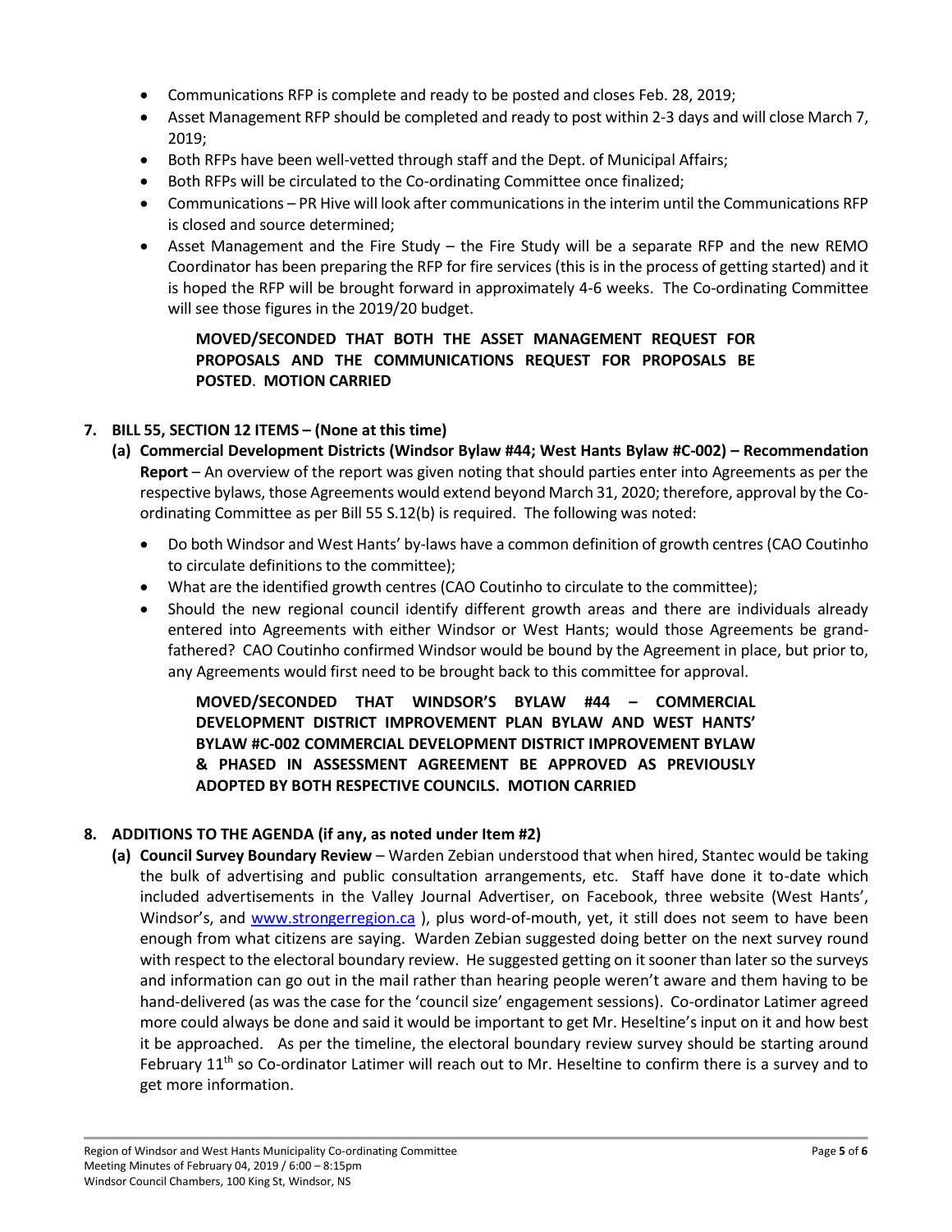- Communications RFP is complete and ready to be posted and closes Feb. 28, 2019;
- Asset Management RFP should be completed and ready to post within 2-3 days and will close March 7, 2019;
- Both RFPs have been well-vetted through staff and the Dept. of Municipal Affairs;
- Both RFPs will be circulated to the Co-ordinating Committee once finalized;
- Communications – PR Hive will look after communications in the interim until the Communications RFP is closed and source determined;
- Asset Management and the Fire Study – the Fire Study will be a separate RFP and the new REMO Coordinator has been preparing the RFP for fire services (this is in the process of getting started) and it is hoped the RFP will be brought forward in approximately 4-6 weeks. The Co-ordinating Committee will see those figures in the 2019/20 budget.

> **MOVED/SECONDED THAT BOTH THE ASSET MANAGEMENT REQUEST FOR PROPOSALS AND THE COMMUNICATIONS REQUEST FOR PROPOSALS BE POSTED. MOTION CARRIED**

**7. BILL 55, SECTION 12 ITEMS – (None at this time)**

**(a) Commercial Development Districts (Windsor Bylaw #44; West Hants Bylaw #C-002) – Recommendation Report** – An overview of the report was given noting that should parties enter into Agreements as per the respective bylaws, those Agreements would extend beyond March 31, 2020; therefore, approval by the Co-ordinating Committee as per Bill 55 S.12(b) is required. The following was noted:

- Do both Windsor and West Hants' by-laws have a common definition of growth centres (CAO Coutinho to circulate definitions to the committee);
- What are the identified growth centres (CAO Coutinho to circulate to the committee);
- Should the new regional council identify different growth areas and there are individuals already entered into Agreements with either Windsor or West Hants; would those Agreements be grand-fathered? CAO Coutinho confirmed Windsor would be bound by the Agreement in place, but prior to, any Agreements would first need to be brought back to this committee for approval.

> **MOVED/SECONDED THAT WINDSOR'S BYLAW #44 – COMMERCIAL DEVELOPMENT DISTRICT IMPROVEMENT PLAN BYLAW AND WEST HANTS' BYLAW #C-002 COMMERCIAL DEVELOPMENT DISTRICT IMPROVEMENT BYLAW & PHASED IN ASSESSMENT AGREEMENT BE APPROVED AS PREVIOUSLY ADOPTED BY BOTH RESPECTIVE COUNCILS. MOTION CARRIED**

**8. ADDITIONS TO THE AGENDA (if any, as noted under Item #2)**

**(a) Council Survey Boundary Review** – Warden Zebian understood that when hired, Stantec would be taking the bulk of advertising and public consultation arrangements, etc. Staff have done it to-date which included advertisements in the Valley Journal Advertiser, on Facebook, three website (West Hants', Windsor's, and www.strongerregion.ca ), plus word-of-mouth, yet, it still does not seem to have been enough from what citizens are saying. Warden Zebian suggested doing better on the next survey round with respect to the electoral boundary review. He suggested getting on it sooner than later so the surveys and information can go out in the mail rather than hearing people weren't aware and them having to be hand-delivered (as was the case for the 'council size' engagement sessions). Co-ordinator Latimer agreed more could always be done and said it would be important to get Mr. Heseltine's input on it and how best it be approached. As per the timeline, the electoral boundary review survey should be starting around February 11th so Co-ordinator Latimer will reach out to Mr. Heseltine to confirm there is a survey and to get more information.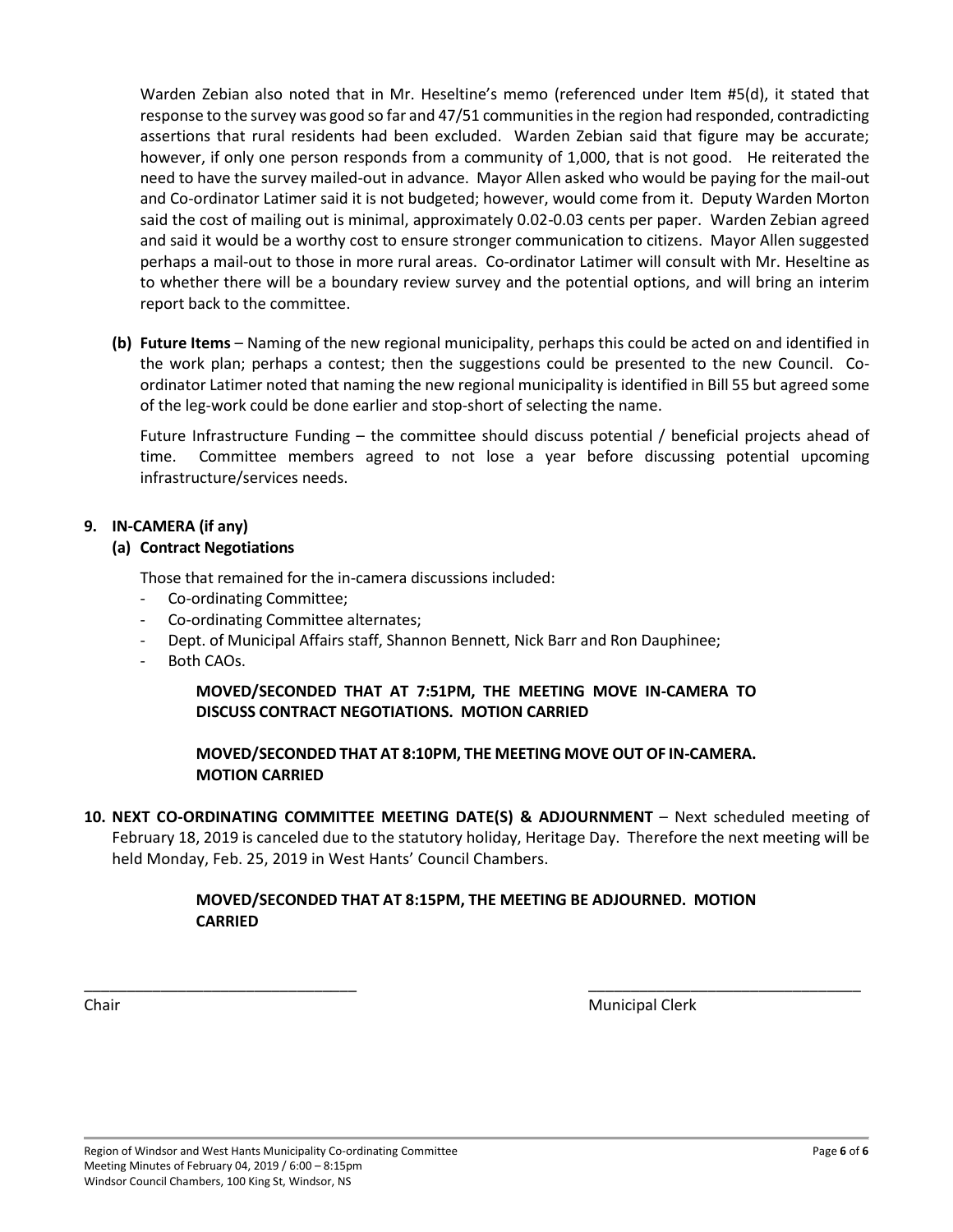Warden Zebian also noted that in Mr. Heseltine's memo (referenced under Item #5(d), it stated that response to the survey was good so far and 47/51 communities in the region had responded, contradicting assertions that rural residents had been excluded. Warden Zebian said that figure may be accurate; however, if only one person responds from a community of 1,000, that is not good. He reiterated the need to have the survey mailed-out in advance. Mayor Allen asked who would be paying for the mail-out and Co-ordinator Latimer said it is not budgeted; however, would come from it. Deputy Warden Morton said the cost of mailing out is minimal, approximately 0.02-0.03 cents per paper. Warden Zebian agreed and said it would be a worthy cost to ensure stronger communication to citizens. Mayor Allen suggested perhaps a mail-out to those in more rural areas. Co-ordinator Latimer will consult with Mr. Heseltine as to whether there will be a boundary review survey and the potential options, and will bring an interim report back to the committee.

**(b) Future Items** – Naming of the new regional municipality, perhaps this could be acted on and identified in the work plan; perhaps a contest; then the suggestions could be presented to the new Council. Co-ordinator Latimer noted that naming the new regional municipality is identified in Bill 55 but agreed some of the leg-work could be done earlier and stop-short of selecting the name.

Future Infrastructure Funding – the committee should discuss potential / beneficial projects ahead of time. Committee members agreed to not lose a year before discussing potential upcoming infrastructure/services needs.

**9. IN-CAMERA (if any)**

**(a) Contract Negotiations**

Those that remained for the in-camera discussions included:

- Co-ordinating Committee;
- Co-ordinating Committee alternates;
- Dept. of Municipal Affairs staff, Shannon Bennett, Nick Barr and Ron Dauphinee;
- Both CAOs.

**MOVED/SECONDED THAT AT 7:51PM, THE MEETING MOVE IN-CAMERA TO DISCUSS CONTRACT NEGOTIATIONS. MOTION CARRIED**

**MOVED/SECONDED THAT AT 8:10PM, THE MEETING MOVE OUT OF IN-CAMERA. MOTION CARRIED**

**10. NEXT CO-ORDINATING COMMITTEE MEETING DATE(S) & ADJOURNMENT** – Next scheduled meeting of February 18, 2019 is canceled due to the statutory holiday, Heritage Day. Therefore the next meeting will be held Monday, Feb. 25, 2019 in West Hants' Council Chambers.

**MOVED/SECONDED THAT AT 8:15PM, THE MEETING BE ADJOURNED. MOTION CARRIED**

\_\_\_\_\_\_\_\_\_\_\_\_\_\_\_\_\_\_\_\_\_\_\_\_\_\_\_\_\_\_\_\_
Chair

\_\_\_\_\_\_\_\_\_\_\_\_\_\_\_\_\_\_\_\_\_\_\_\_\_\_\_\_\_\_\_\_
Municipal Clerk